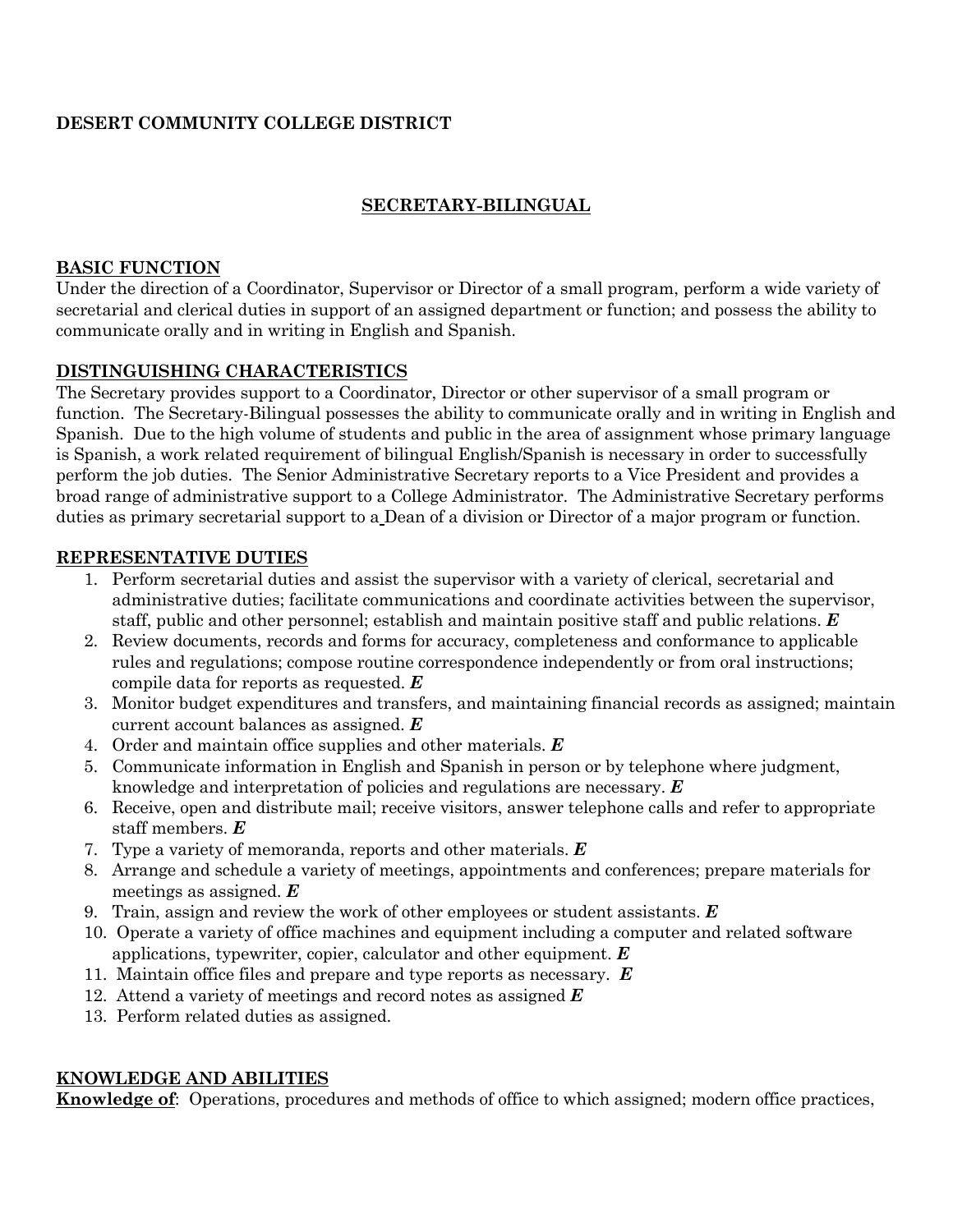**DESERT COMMUNITY COLLEGE DISTRICT**

# SECRETARY-BILINGUAL

## BASIC FUNCTION

Under the direction of a Coordinator, Supervisor or Director of a small program, perform a wide variety of secretarial and clerical duties in support of an assigned department or function; and possess the ability to communicate orally and in writing in English and Spanish.

## DISTINGUISHING CHARACTERISTICS

The Secretary provides support to a Coordinator, Director or other supervisor of a small program or function. The Secretary-Bilingual possesses the ability to communicate orally and in writing in English and Spanish. Due to the high volume of students and public in the area of assignment whose primary language is Spanish, a work related requirement of bilingual English/Spanish is necessary in order to successfully perform the job duties. The Senior Administrative Secretary reports to a Vice President and provides a broad range of administrative support to a College Administrator. The Administrative Secretary performs duties as primary secretarial support to a Dean of a division or Director of a major program or function.

## REPRESENTATIVE DUTIES

1. Perform secretarial duties and assist the supervisor with a variety of clerical, secretarial and administrative duties; facilitate communications and coordinate activities between the supervisor, staff, public and other personnel; establish and maintain positive staff and public relations. ***E***
2. Review documents, records and forms for accuracy, completeness and conformance to applicable rules and regulations; compose routine correspondence independently or from oral instructions; compile data for reports as requested. ***E***
3. Monitor budget expenditures and transfers, and maintaining financial records as assigned; maintain current account balances as assigned. ***E***
4. Order and maintain office supplies and other materials. ***E***
5. Communicate information in English and Spanish in person or by telephone where judgment, knowledge and interpretation of policies and regulations are necessary. ***E***
6. Receive, open and distribute mail; receive visitors, answer telephone calls and refer to appropriate staff members. ***E***
7. Type a variety of memoranda, reports and other materials. ***E***
8. Arrange and schedule a variety of meetings, appointments and conferences; prepare materials for meetings as assigned. ***E***
9. Train, assign and review the work of other employees or student assistants. ***E***
10. Operate a variety of office machines and equipment including a computer and related software applications, typewriter, copier, calculator and other equipment. ***E***
11. Maintain office files and prepare and type reports as necessary. ***E***
12. Attend a variety of meetings and record notes as assigned ***E***
13. Perform related duties as assigned.

## KNOWLEDGE AND ABILITIES

**Knowledge of**: Operations, procedures and methods of office to which assigned; modern office practices,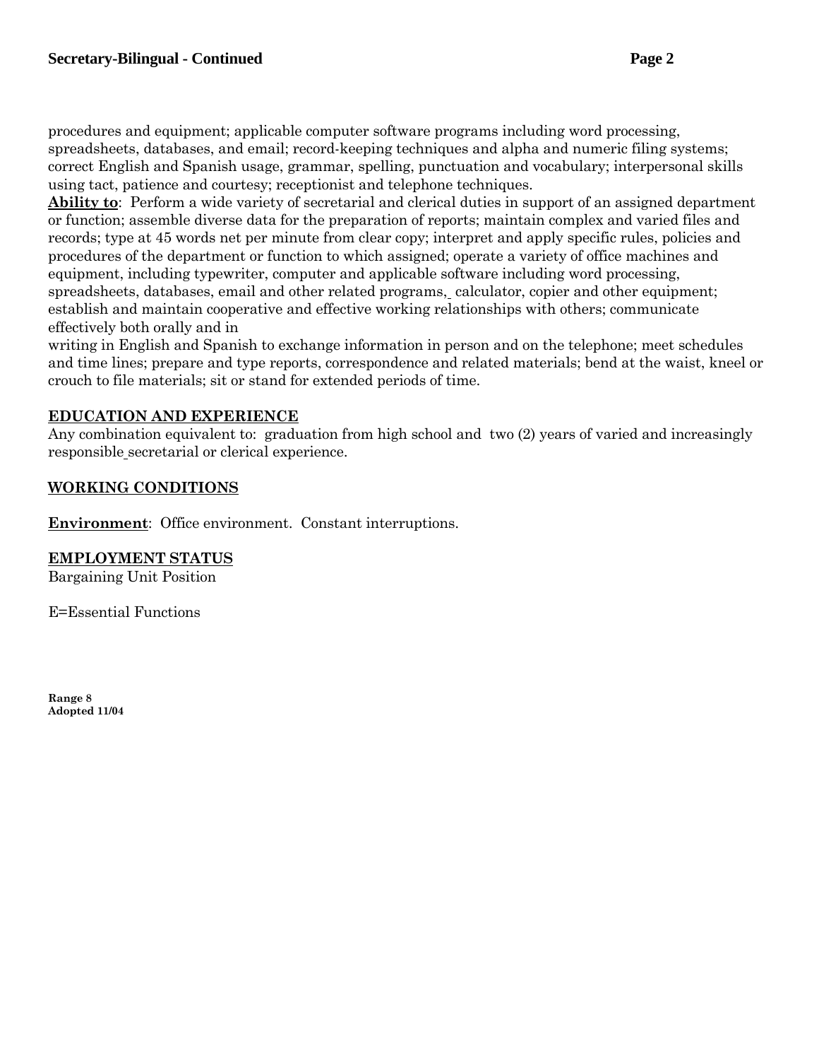procedures and equipment; applicable computer software programs including word processing, spreadsheets, databases, and email; record-keeping techniques and alpha and numeric filing systems; correct English and Spanish usage, grammar, spelling, punctuation and vocabulary; interpersonal skills using tact, patience and courtesy; receptionist and telephone techniques.

**Ability to**: Perform a wide variety of secretarial and clerical duties in support of an assigned department or function; assemble diverse data for the preparation of reports; maintain complex and varied files and records; type at 45 words net per minute from clear copy; interpret and apply specific rules, policies and procedures of the department or function to which assigned; operate a variety of office machines and equipment, including typewriter, computer and applicable software including word processing, spreadsheets, databases, email and other related programs, calculator, copier and other equipment; establish and maintain cooperative and effective working relationships with others; communicate effectively both orally and in writing in English and Spanish to exchange information in person and on the telephone; meet schedules and time lines; prepare and type reports, correspondence and related materials; bend at the waist, kneel or crouch to file materials; sit or stand for extended periods of time.

## EDUCATION AND EXPERIENCE

Any combination equivalent to: graduation from high school and two (2) years of varied and increasingly responsible secretarial or clerical experience.

## WORKING CONDITIONS

**Environment**: Office environment. Constant interruptions.

## EMPLOYMENT STATUS

Bargaining Unit Position

E=Essential Functions

**Range 8**
**Adopted 11/04**